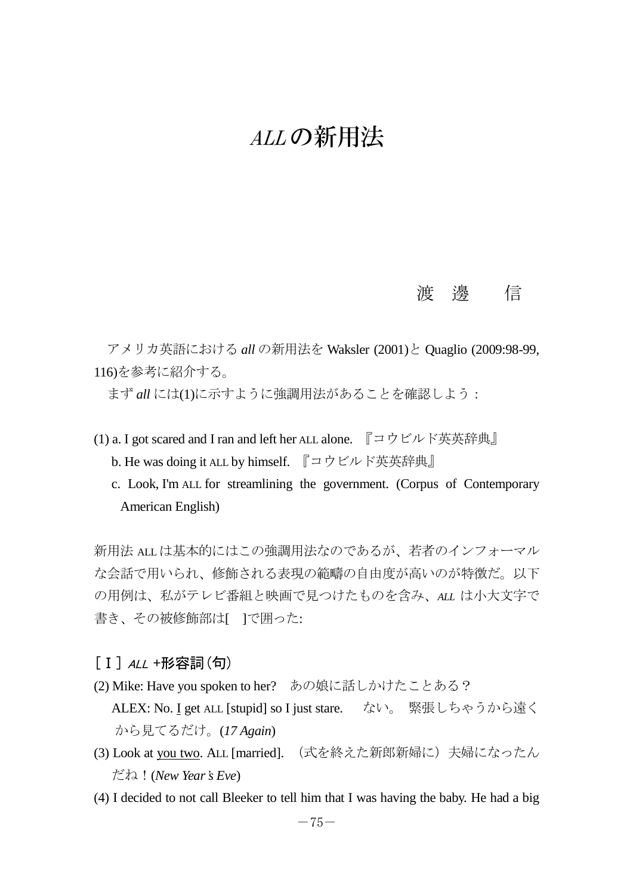# *ALL* の新用法

渡 邊 信

アメリカ英語における *all* の新用法を Waksler (2001)と Quaglio (2009:98-99, 116)を参考に紹介する。

まず *all* には(1)に示すように強調用法があることを確認しよう：

(1) a. I got scared and I ran and left her ALL alone. 『コウビルド英英辞典』

b. He was doing it ALL by himself. 『コウビルド英英辞典』

c. Look, I'm ALL for streamlining the government. (Corpus of Contemporary American English)

新用法 ALL は基本的にはこの強調用法なのであるが、若者のインフォーマルな会話で用いられ、修飾される表現の範疇の自由度が高いのが特徴だ。以下の用例は、私がテレビ番組と映画で見つけたものを含み、*ALL* は小大文字で書き、その被修飾部は[ ]で囲った:

## ［Ｉ］*ALL* +形容詞(句)

(2) Mike: Have you spoken to her? あの娘に話しかけたことある？

ALEX: No. <u>I</u> get ALL [stupid] so I just stare. ない。 緊張しちゃうから遠くから見てるだけ。(*17 Again*)

(3) Look at <u>you two</u>. ALL [married]. （式を終えた新郎新婦に）夫婦になったんだね！(*New Year's Eve*)

(4) I decided to not call Bleeker to tell him that I was having the baby. He had a big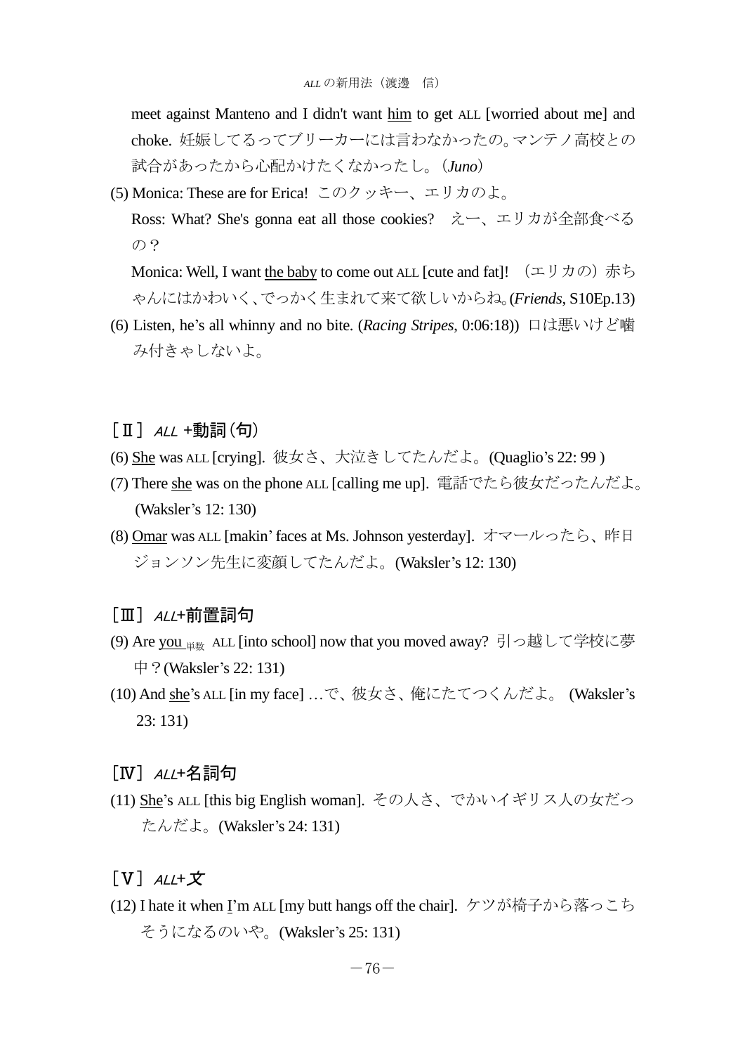meet against Manteno and I didn't want him to get ALL [worried about me] and choke. 妊娠してるってブリーカーには言わなかったの。マンテノ高校との試合があったから心配かけたくなかったし。（*Juno*）

(5) Monica: These are for Erica! このクッキー、エリカのよ。

Ross: What? She's gonna eat all those cookies? えー、エリカが全部食べるの？

Monica: Well, I want the baby to come out ALL [cute and fat]! （エリカの）赤ちゃんにはかわいく、でっかく生まれて来て欲しいからね。(*Friends*, S10Ep.13)

(6) Listen, he's all whinny and no bite. (*Racing Stripes*, 0:06:18)) 口は悪いけど噛み付きゃしないよ。

## ［Ⅱ］*ALL* +動詞(句)

(6) She was ALL [crying]. 彼女さ、大泣きしてたんだよ。(Quaglio's 22: 99 )

(7) There she was on the phone ALL [calling me up]. 電話でたら彼女だったんだよ。(Waksler's 12: 130)

(8) Omar was ALL [makin' faces at Ms. Johnson yesterday]. オマールったら、昨日ジョンソン先生に変顔してたんだよ。(Waksler's 12: 130)

## ［Ⅲ］*ALL*+前置詞句

(9) Are you 単数 ALL [into school] now that you moved away? 引っ越して学校に夢中？(Waksler's 22: 131)

(10) And she's ALL [in my face] …で、彼女さ、俺にたてつくんだよ。 (Waksler's 23: 131)

## ［Ⅳ］*ALL*+名詞句

(11) She's ALL [this big English woman]. その人さ、でかいイギリス人の女だったんだよ。(Waksler's 24: 131)

## ［Ⅴ］*ALL*+文

(12) I hate it when I'm ALL [my butt hangs off the chair]. ケツが椅子から落っこちそうになるのいや。(Waksler's 25: 131)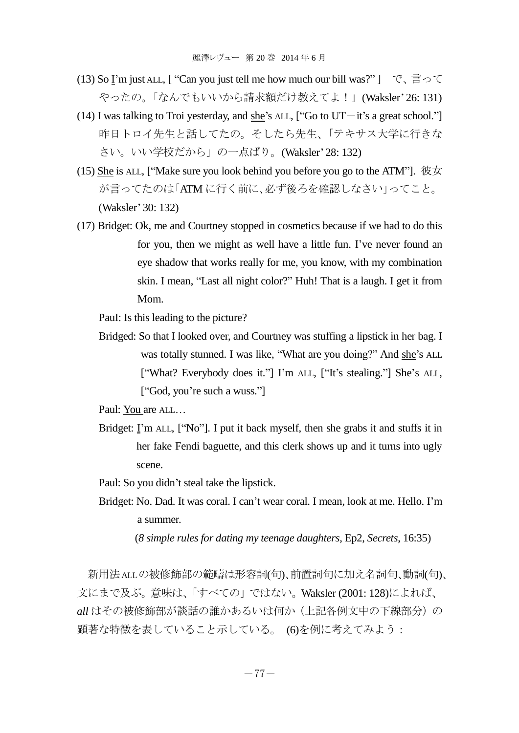(13) So <u>I</u>'m just ALL, [ "Can you just tell me how much our bill was?" ]　で、言ってやったの。「なんでもいいから請求額だけ教えてよ！」(Waksler' 26: 131)

(14) I was talking to Troi yesterday, and <u>she</u>'s ALL, ["Go to UT－it's a great school."] 昨日トロイ先生と話してたの。そしたら先生、「テキサス大学に行きなさい。いい学校だから」の一点ばり。(Waksler' 28: 132)

(15) <u>She</u> is ALL, ["Make sure you look behind you before you go to the ATM"]. 彼女が言ってたのは「ATM に行く前に、必ず後ろを確認しなさい」ってこと。(Waksler' 30: 132)

(17) Bridget: Ok, me and Courtney stopped in cosmetics because if we had to do this for you, then we might as well have a little fun. I've never found an eye shadow that works really for me, you know, with my combination skin. I mean, "Last all night color?" Huh! That is a laugh. I get it from Mom.

PauI: Is this leading to the picture?

Bridged: So that I looked over, and Courtney was stuffing a lipstick in her bag. I was totally stunned. I was like, "What are you doing?" And <u>she</u>'s ALL ["What? Everybody does it."] <u>I</u>'m ALL, ["It's stealing."] <u>She</u>'s ALL, ["God, you're such a wuss."]

Paul: <u>You</u> are ALL…

Bridget: <u>I</u>'m ALL, ["No"]. I put it back myself, then she grabs it and stuffs it in her fake Fendi baguette, and this clerk shows up and it turns into ugly scene.

Paul: So you didn't steal take the lipstick.

Bridget: No. Dad. It was coral. I can't wear coral. I mean, look at me. Hello. I'm a summer.

(*8 simple rules for dating my teenage daughters*, Ep2, *Secrets*, 16:35)

新用法 ALL の被修飾部の範疇は形容詞(句)、前置詞句に加え名詞句、動詞(句)、文にまで及ぶ。意味は、「すべての」ではない。Waksler (2001: 128)によれば、*all* はその被修飾部が談話の誰かあるいは何か（上記各例文中の下線部分）の顕著な特徴を表していること示している。 (6)を例に考えてみよう：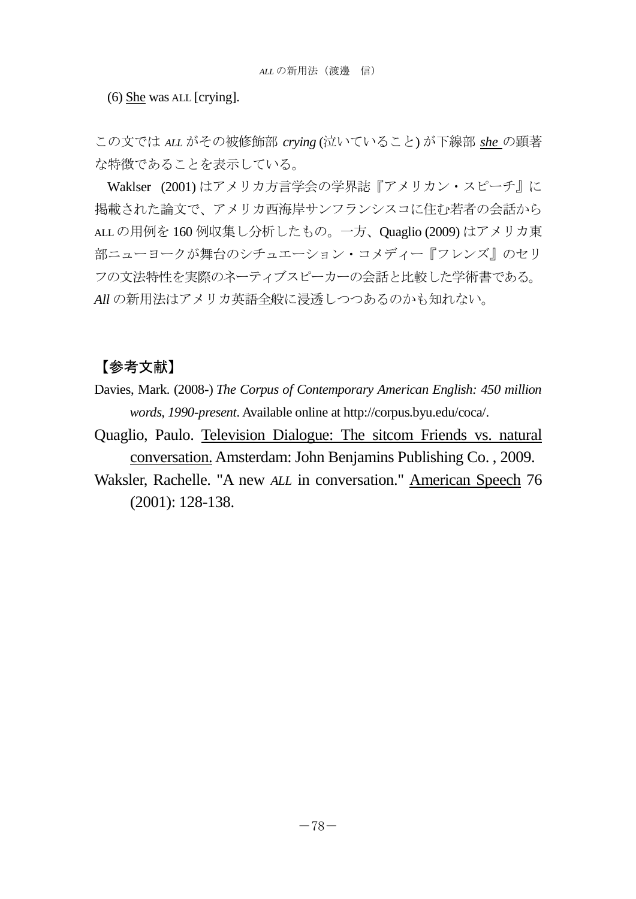(6) She was ALL [crying].

この文では *ALL* がその被修飾部 *crying* (泣いていること) が下線部 *she* の顕著な特徴であることを表示している。

Waklser (2001) はアメリカ方言学会の学界誌『アメリカン・スピーチ』に掲載された論文で、アメリカ西海岸サンフランシスコに住む若者の会話から ALL の用例を 160 例収集し分析したもの。一方、Quaglio (2009) はアメリカ東部ニューヨークが舞台のシチュエーション・コメディー『フレンズ』のセリフの文法特性を実際のネーティブスピーカーの会話と比較した学術書である。*All* の新用法はアメリカ英語全般に浸透しつつあるのかも知れない。

## 【参考文献】

Davies, Mark. (2008-) *The Corpus of Contemporary American English: 450 million words, 1990-present*. Available online at http://corpus.byu.edu/coca/.

Quaglio, Paulo. Television Dialogue: The sitcom Friends vs. natural conversation. Amsterdam: John Benjamins Publishing Co. , 2009.

Waksler, Rachelle. "A new *ALL* in conversation." American Speech 76 (2001): 128-138.